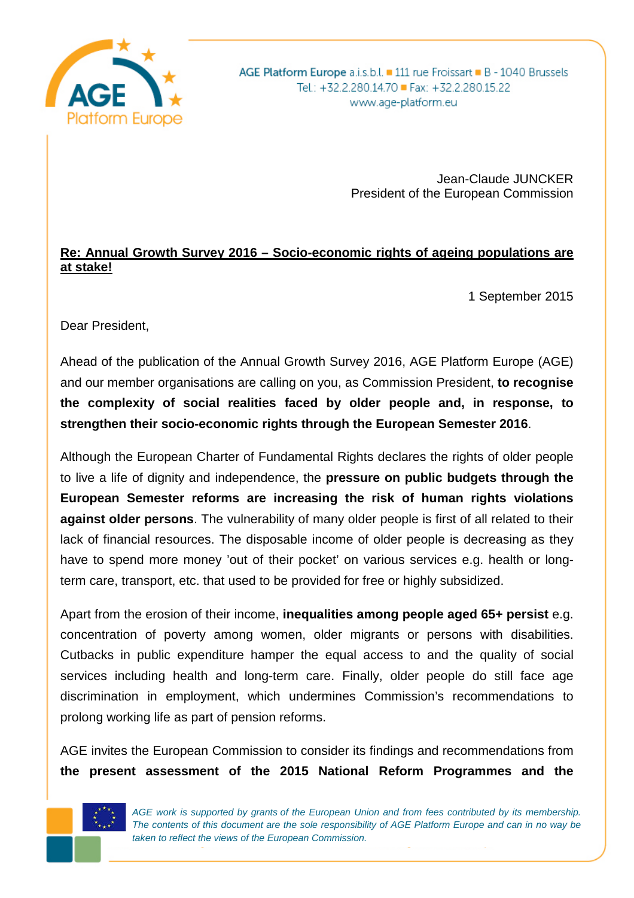AGE Platform Europe a.i.s.b.l. ■ 111 rue Froissart ■ B - 1040 Brussels
Tel.: +32.2.280.14.70 ■ Fax: +32.2.280.15.22
www.age-platform.eu

Jean-Claude JUNCKER
President of the European Commission

**Re: Annual Growth Survey 2016 – Socio-economic rights of ageing populations are at stake!**

1 September 2015

Dear President,

Ahead of the publication of the Annual Growth Survey 2016, AGE Platform Europe (AGE) and our member organisations are calling on you, as Commission President, **to recognise the complexity of social realities faced by older people and, in response, to strengthen their socio-economic rights through the European Semester 2016**.

Although the European Charter of Fundamental Rights declares the rights of older people to live a life of dignity and independence, the **pressure on public budgets through the European Semester reforms are increasing the risk of human rights violations against older persons**. The vulnerability of many older people is first of all related to their lack of financial resources. The disposable income of older people is decreasing as they have to spend more money 'out of their pocket' on various services e.g. health or long-term care, transport, etc. that used to be provided for free or highly subsidized.

Apart from the erosion of their income, **inequalities among people aged 65+ persist** e.g. concentration of poverty among women, older migrants or persons with disabilities. Cutbacks in public expenditure hamper the equal access to and the quality of social services including health and long-term care. Finally, older people do still face age discrimination in employment, which undermines Commission's recommendations to prolong working life as part of pension reforms.

AGE invites the European Commission to consider its findings and recommendations from **the present assessment of the 2015 National Reform Programmes and the**

*AGE work is supported by grants of the European Union and from fees contributed by its membership. The contents of this document are the sole responsibility of AGE Platform Europe and can in no way be taken to reflect the views of the European Commission.*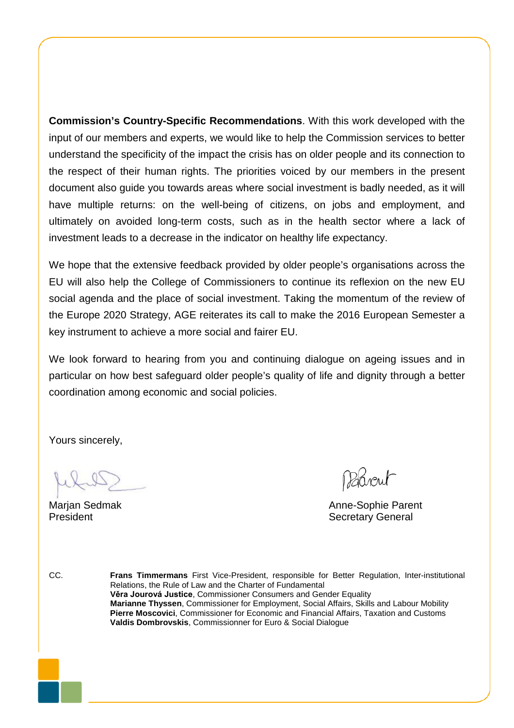**Commission's Country-Specific Recommendations**. With this work developed with the input of our members and experts, we would like to help the Commission services to better understand the specificity of the impact the crisis has on older people and its connection to the respect of their human rights. The priorities voiced by our members in the present document also guide you towards areas where social investment is badly needed, as it will have multiple returns: on the well-being of citizens, on jobs and employment, and ultimately on avoided long-term costs, such as in the health sector where a lack of investment leads to a decrease in the indicator on healthy life expectancy.

We hope that the extensive feedback provided by older people's organisations across the EU will also help the College of Commissioners to continue its reflexion on the new EU social agenda and the place of social investment. Taking the momentum of the review of the Europe 2020 Strategy, AGE reiterates its call to make the 2016 European Semester a key instrument to achieve a more social and fairer EU.

We look forward to hearing from you and continuing dialogue on ageing issues and in particular on how best safeguard older people's quality of life and dignity through a better coordination among economic and social policies.

Yours sincerely,

Marjan Sedmak
President

Anne-Sophie Parent
Secretary General

CC. **Frans Timmermans** First Vice-President, responsible for Better Regulation, Inter-institutional Relations, the Rule of Law and the Charter of Fundamental
**Věra Jourová Justice**, Commissioner Consumers and Gender Equality
**Marianne Thyssen**, Commissioner for Employment, Social Affairs, Skills and Labour Mobility
**Pierre Moscovici**, Commissioner for Economic and Financial Affairs, Taxation and Customs
**Valdis Dombrovskis**, Commissionner for Euro & Social Dialogue